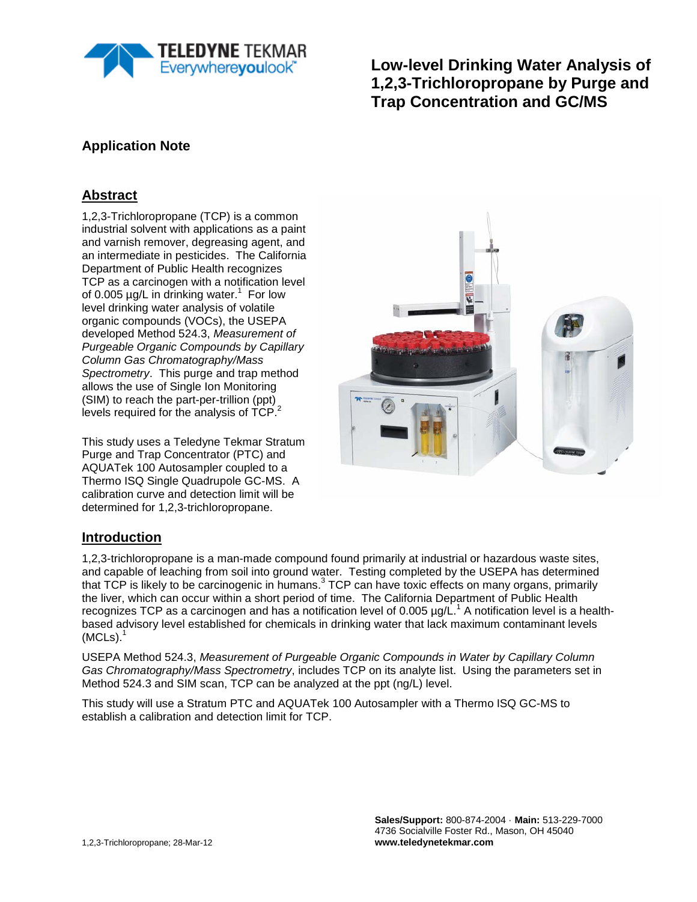# Low-level Drinking Water Analysis of 1,2,3-Trichloropropane by Purge and Trap Concentration and GC/MS

## Application Note

## Abstract

1,2,3-Trichloropropane (TCP) is a common industrial solvent with applications as a paint and varnish remover, degreasing agent, and an intermediate in pesticides. The California Department of Public Health recognizes TCP as a carcinogen with a notification level of 0.005 µg/L in drinking water.[1] For low level drinking water analysis of volatile organic compounds (VOCs), the USEPA developed Method 524.3, *Measurement of Purgeable Organic Compounds by Capillary Column Gas Chromatography/Mass Spectrometry*. This purge and trap method allows the use of Single Ion Monitoring (SIM) to reach the part-per-trillion (ppt) levels required for the analysis of TCP.[2]

This study uses a Teledyne Tekmar Stratum Purge and Trap Concentrator (PTC) and AQUATek 100 Autosampler coupled to a Thermo ISQ Single Quadrupole GC-MS. A calibration curve and detection limit will be determined for 1,2,3-trichloropropane.

## Introduction

1,2,3-trichloropropane is a man-made compound found primarily at industrial or hazardous waste sites, and capable of leaching from soil into ground water. Testing completed by the USEPA has determined that TCP is likely to be carcinogenic in humans.[3] TCP can have toxic effects on many organs, primarily the liver, which can occur within a short period of time. The California Department of Public Health recognizes TCP as a carcinogen and has a notification level of 0.005 µg/L.[1] A notification level is a health-based advisory level established for chemicals in drinking water that lack maximum contaminant levels (MCLs).[1]

USEPA Method 524.3, *Measurement of Purgeable Organic Compounds in Water by Capillary Column Gas Chromatography/Mass Spectrometry*, includes TCP on its analyte list. Using the parameters set in Method 524.3 and SIM scan, TCP can be analyzed at the ppt (ng/L) level.

This study will use a Stratum PTC and AQUATek 100 Autosampler with a Thermo ISQ GC-MS to establish a calibration and detection limit for TCP.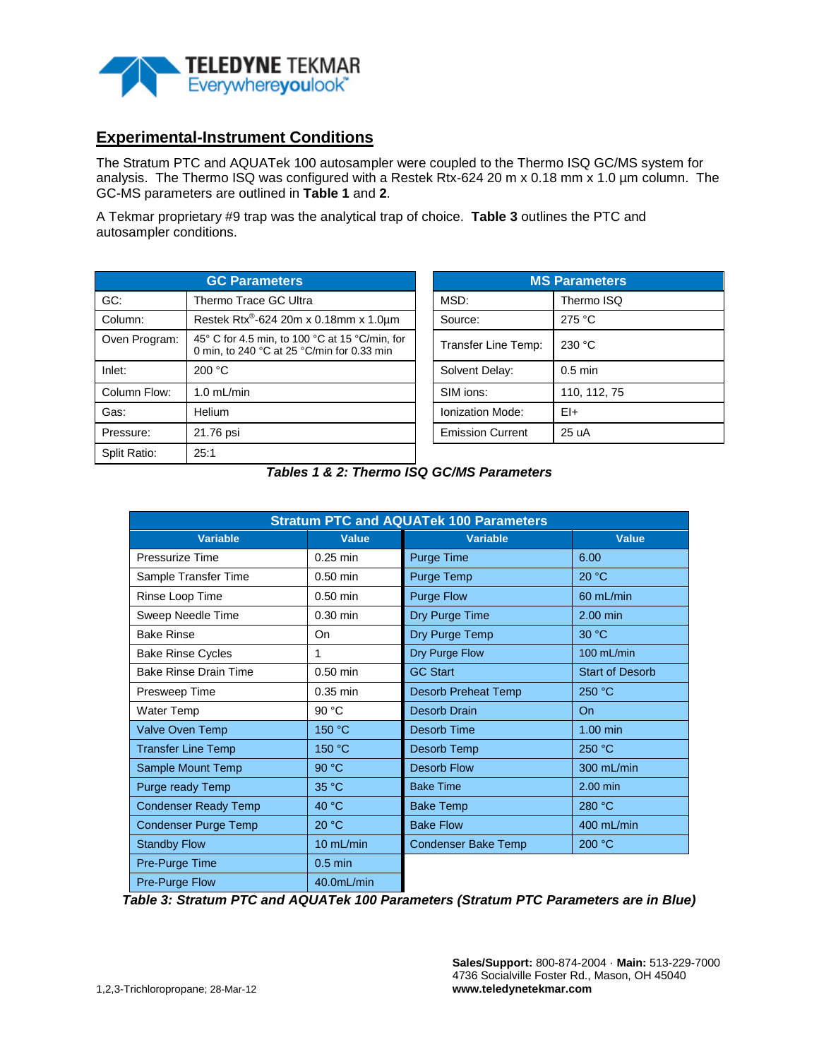## Experimental-Instrument Conditions

The Stratum PTC and AQUATek 100 autosampler were coupled to the Thermo ISQ GC/MS system for analysis. The Thermo ISQ was configured with a Restek Rtx-624 20 m x 0.18 mm x 1.0 µm column. The GC-MS parameters are outlined in **Table 1** and **2**.

A Tekmar proprietary #9 trap was the analytical trap of choice. **Table 3** outlines the PTC and autosampler conditions.

| GC Parameters | |
|---|---|
| GC: | Thermo Trace GC Ultra |
| Column: | Restek Rtx®-624 20m x 0.18mm x 1.0µm |
| Oven Program: | 45° C for 4.5 min, to 100 °C at 15 °C/min, for 0 min, to 240 °C at 25 °C/min for 0.33 min |
| Inlet: | 200 °C |
| Column Flow: | 1.0 mL/min |
| Gas: | Helium |
| Pressure: | 21.76 psi |
| Split Ratio: | 25:1 |

| MS Parameters | |
|---|---|
| MSD: | Thermo ISQ |
| Source: | 275 °C |
| Transfer Line Temp: | 230 °C |
| Solvent Delay: | 0.5 min |
| SIM ions: | 110, 112, 75 |
| Ionization Mode: | EI+ |
| Emission Current | 25 uA |

***Tables 1 & 2: Thermo ISQ GC/MS Parameters***

| Stratum PTC and AQUATek 100 Parameters | | | |
|---|---|---|---|
| **Variable** | **Value** | **Variable** | **Value** |
| Pressurize Time | 0.25 min | Purge Time | 6.00 |
| Sample Transfer Time | 0.50 min | Purge Temp | 20 °C |
| Rinse Loop Time | 0.50 min | Purge Flow | 60 mL/min |
| Sweep Needle Time | 0.30 min | Dry Purge Time | 2.00 min |
| Bake Rinse | On | Dry Purge Temp | 30 °C |
| Bake Rinse Cycles | 1 | Dry Purge Flow | 100 mL/min |
| Bake Rinse Drain Time | 0.50 min | GC Start | Start of Desorb |
| Presweep Time | 0.35 min | Desorb Preheat Temp | 250 °C |
| Water Temp | 90 °C | Desorb Drain | On |
| Valve Oven Temp | 150 °C | Desorb Time | 1.00 min |
| Transfer Line Temp | 150 °C | Desorb Temp | 250 °C |
| Sample Mount Temp | 90 °C | Desorb Flow | 300 mL/min |
| Purge ready Temp | 35 °C | Bake Time | 2.00 min |
| Condenser Ready Temp | 40 °C | Bake Temp | 280 °C |
| Condenser Purge Temp | 20 °C | Bake Flow | 400 mL/min |
| Standby Flow | 10 mL/min | Condenser Bake Temp | 200 °C |
| Pre-Purge Time | 0.5 min | | |
| Pre-Purge Flow | 40.0mL/min | | |

***Table 3: Stratum PTC and AQUATek 100 Parameters (Stratum PTC Parameters are in Blue)***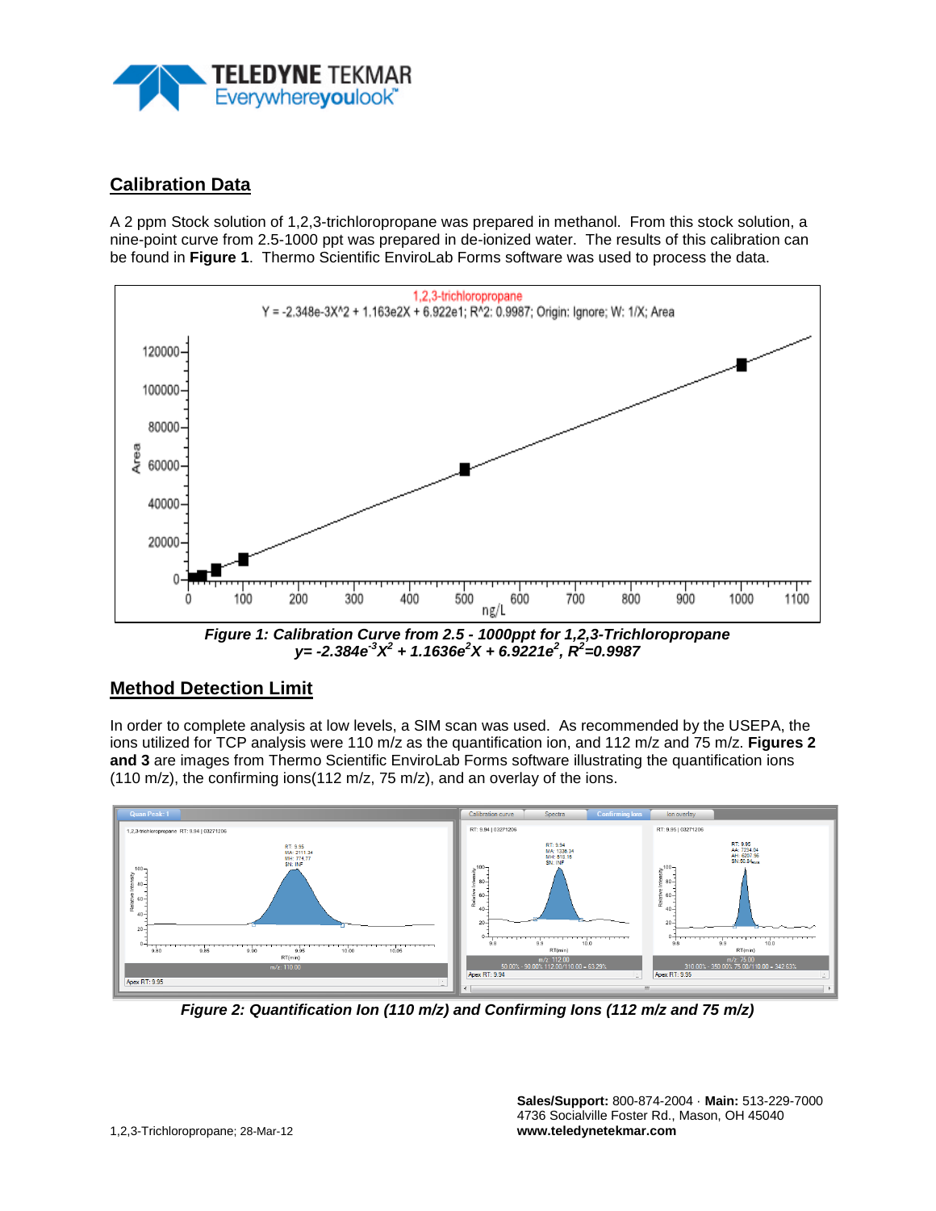## Calibration Data

A 2 ppm Stock solution of 1,2,3-trichloropropane was prepared in methanol. From this stock solution, a nine-point curve from 2.5-1000 ppt was prepared in de-ionized water. The results of this calibration can be found in **Figure 1**. Thermo Scientific EnviroLab Forms software was used to process the data.

***Figure 1: Calibration Curve from 2.5 - 1000ppt for 1,2,3-Trichloropropane***
***$y= -2.384e^{-3}X^2 + 1.1636e^2X + 6.9221e^2$, $R^2=0.9987$***

## Method Detection Limit

In order to complete analysis at low levels, a SIM scan was used. As recommended by the USEPA, the ions utilized for TCP analysis were 110 m/z as the quantification ion, and 112 m/z and 75 m/z. **Figures 2 and 3** are images from Thermo Scientific EnviroLab Forms software illustrating the quantification ions (110 m/z), the confirming ions(112 m/z, 75 m/z), and an overlay of the ions.

***Figure 2: Quantification Ion (110 m/z) and Confirming Ions (112 m/z and 75 m/z)***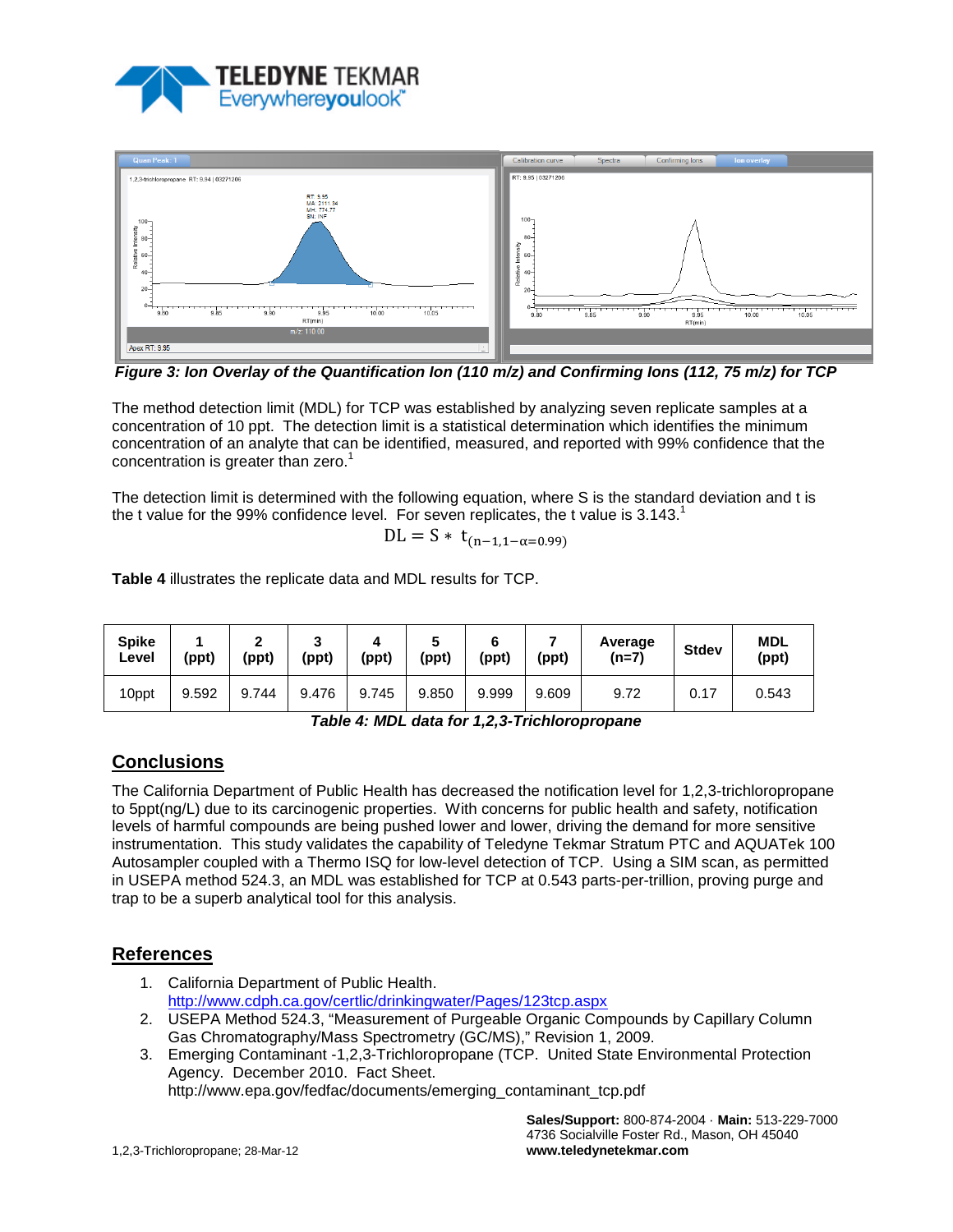Quan Peak: 1

1,2,3-trichloropropane RT: 9.94 | 03271206

RT: 9.95
MA: 2111.34
MH: 774.77
SN: INF

100
80
60
40
20
0

Relative Intensity

9.80 9.85 9.90 9.95 10.00 10.05

RT(min)

m/z: 110.00

Apex RT: 9.95

Calibration curve | Spectra | Confirming Ions | Ion overlay

RT: 9.95 | 03271206

100
80
60
40
20
0

Relative Intensity

9.80 9.85 9.90 9.95 10.00 10.05

RT(min)

*Figure 3: Ion Overlay of the Quantification Ion (110 m/z) and Confirming Ions (112, 75 m/z) for TCP*

The method detection limit (MDL) for TCP was established by analyzing seven replicate samples at a concentration of 10 ppt. The detection limit is a statistical determination which identifies the minimum concentration of an analyte that can be identified, measured, and reported with 99% confidence that the concentration is greater than zero.[1]

The detection limit is determined with the following equation, where S is the standard deviation and t is the t value for the 99% confidence level. For seven replicates, the t value is 3.143.[1]

$$DL = S * t_{(n-1, 1-\alpha=0.99)}$$

**Table 4** illustrates the replicate data and MDL results for TCP.

| Spike Level | 1 (ppt) | 2 (ppt) | 3 (ppt) | 4 (ppt) | 5 (ppt) | 6 (ppt) | 7 (ppt) | Average (n=7) | Stdev | MDL (ppt) |
|---|---|---|---|---|---|---|---|---|---|---|
| 10ppt | 9.592 | 9.744 | 9.476 | 9.745 | 9.850 | 9.999 | 9.609 | 9.72 | 0.17 | 0.543 |

*Table 4: MDL data for 1,2,3-Trichloropropane*

## Conclusions

The California Department of Public Health has decreased the notification level for 1,2,3-trichloropropane to 5ppt(ng/L) due to its carcinogenic properties. With concerns for public health and safety, notification levels of harmful compounds are being pushed lower and lower, driving the demand for more sensitive instrumentation. This study validates the capability of Teledyne Tekmar Stratum PTC and AQUATek 100 Autosampler coupled with a Thermo ISQ for low-level detection of TCP. Using a SIM scan, as permitted in USEPA method 524.3, an MDL was established for TCP at 0.543 parts-per-trillion, proving purge and trap to be a superb analytical tool for this analysis.

## References

1. California Department of Public Health. http://www.cdph.ca.gov/certlic/drinkingwater/Pages/123tcp.aspx
2. USEPA Method 524.3, "Measurement of Purgeable Organic Compounds by Capillary Column Gas Chromatography/Mass Spectrometry (GC/MS)," Revision 1, 2009.
3. Emerging Contaminant -1,2,3-Trichloropropane (TCP. United State Environmental Protection Agency. December 2010. Fact Sheet. http://www.epa.gov/fedfac/documents/emerging_contaminant_tcp.pdf